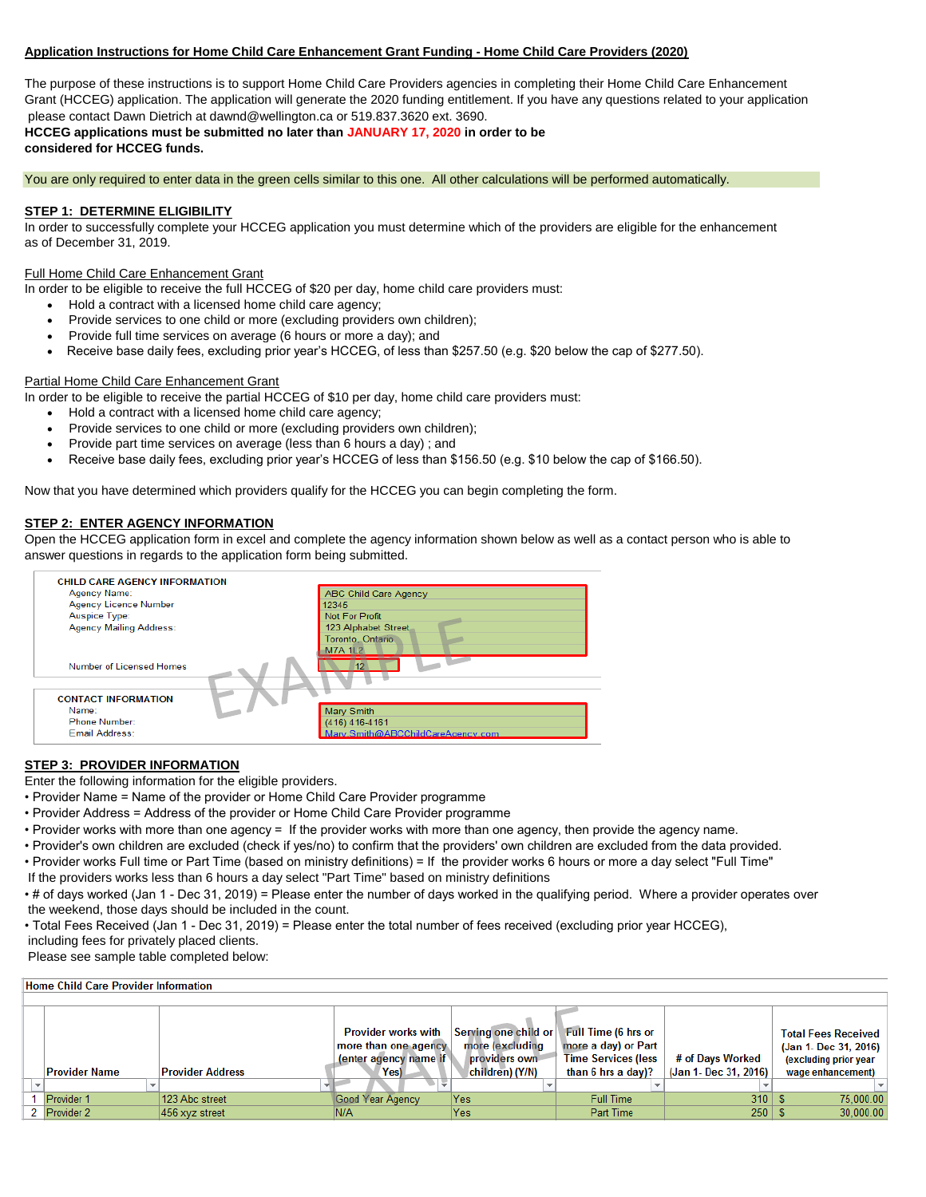**Application Instructions for Home Child Care Enhancement Grant Funding - Home Child Care Providers (2020)**

The purpose of these instructions is to support Home Child Care Providers agencies in completing their Home Child Care Enhancement Grant (HCCEG) application. The application will generate the 2020 funding entitlement. If you have any questions related to your application please contact Dawn Dietrich at dawnd@wellington.ca or 519.837.3620 ext. 3690.

**HCCEG applications must be submitted no later than JANUARY 17, 2020 in order to be considered for HCCEG funds.**

You are only required to enter data in the green cells similar to this one. All other calculations will be performed automatically.

## STEP 1: DETERMINE ELIGIBILITY

In order to successfully complete your HCCEG application you must determine which of the providers are eligible for the enhancement as of December 31, 2019.

### Full Home Child Care Enhancement Grant

In order to be eligible to receive the full HCCEG of $20 per day, home child care providers must:

- Hold a contract with a licensed home child care agency;
- Provide services to one child or more (excluding providers own children);
- Provide full time services on average (6 hours or more a day); and
- Receive base daily fees, excluding prior year's HCCEG, of less than $257.50 (e.g. $20 below the cap of $277.50).

### Partial Home Child Care Enhancement Grant

In order to be eligible to receive the partial HCCEG of $10 per day, home child care providers must:

- Hold a contract with a licensed home child care agency;
- Provide services to one child or more (excluding providers own children);
- Provide part time services on average (less than 6 hours a day) ; and
- Receive base daily fees, excluding prior year's HCCEG of less than $156.50 (e.g. $10 below the cap of $166.50).

Now that you have determined which providers qualify for the HCCEG you can begin completing the form.

## STEP 2: ENTER AGENCY INFORMATION

Open the HCCEG application form in excel and complete the agency information shown below as well as a contact person who is able to answer questions in regards to the application form being submitted.

| CHILD CARE AGENCY INFORMATION | |
|---|---|
| Agency Name: | ABC Child Care Agency |
| Agency Licence Number | 12345 |
| Auspice Type: | Not For Profit |
| Agency Mailing Address: | 123 Alphabet Street<br>Toronto, Ontario<br>M7A 1L2 |
| Number of Licensed Homes | 12 |

| CONTACT INFORMATION | |
|---|---|
| Name: | Mary Smith |
| Phone Number: | (416) 416-4161 |
| Email Address: | Mary.Smith@ABCChildCareAgency.com |

EXAMPLE

## STEP 3: PROVIDER INFORMATION

Enter the following information for the eligible providers.

- Provider Name = Name of the provider or Home Child Care Provider programme
- Provider Address = Address of the provider or Home Child Care Provider programme
- Provider works with more than one agency = If the provider works with more than one agency, then provide the agency name.
- Provider's own children are excluded (check if yes/no) to confirm that the providers' own children are excluded from the data provided.
- Provider works Full time or Part Time (based on ministry definitions) = If the provider works 6 hours or more a day select "Full Time" If the providers works less than 6 hours a day select "Part Time" based on ministry definitions
- # of days worked (Jan 1 - Dec 31, 2019) = Please enter the number of days worked in the qualifying period. Where a provider operates over the weekend, those days should be included in the count.
- Total Fees Received (Jan 1 - Dec 31, 2019) = Please enter the total number of fees received (excluding prior year HCCEG), including fees for privately placed clients.

Please see sample table completed below:

**Home Child Care Provider Information**

| | Provider Name | Provider Address | Provider works with more than one agency (enter agency name if Yes) | Serving one child or more (excluding providers own children) (Y/N) | Full Time (6 hrs or more a day) or Part Time Services (less than 6 hrs a day)? | # of Days Worked (Jan 1- Dec 31, 2016) | Total Fees Received (Jan 1- Dec 31, 2016) (excluding prior year wage enhancement) |
|---|---|---|---|---|---|---|---|
| 1 | Provider 1 | 123 Abc street | Good Year Agency | Yes | Full Time | 310 | $ 75,000.00 |
| 2 | Provider 2 | 456 xyz street | N/A | Yes | Part Time | 250 | $ 30,000.00 |

EXAMPLE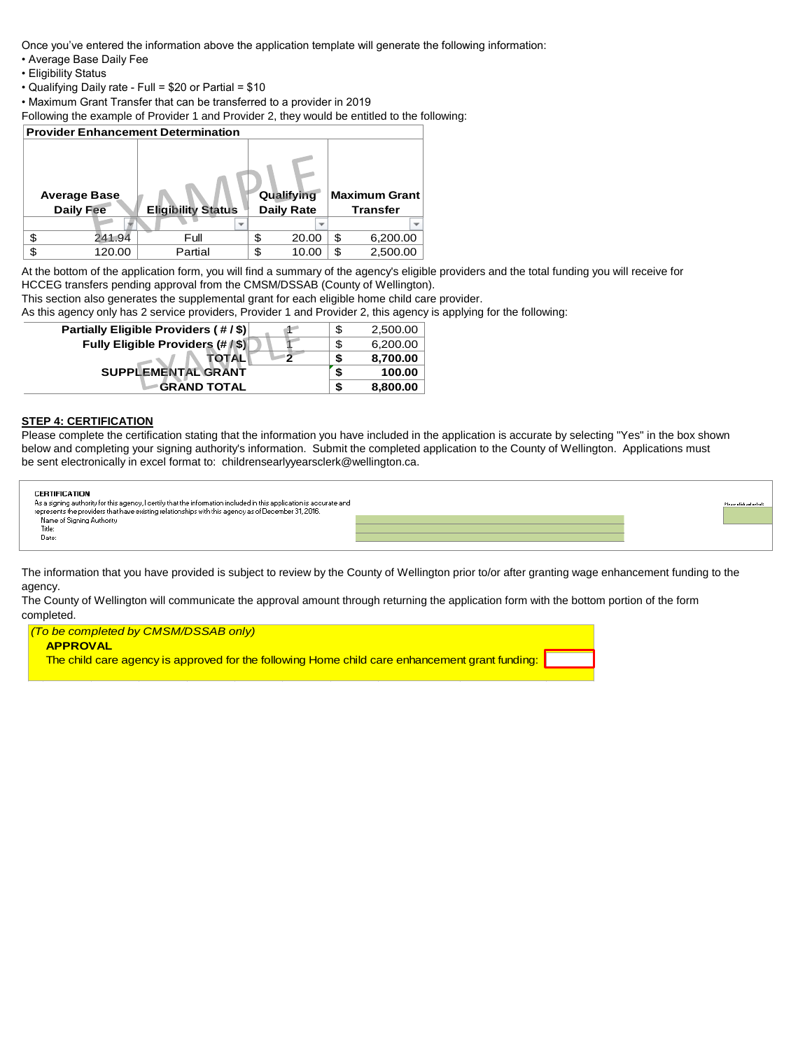Once you've entered the information above the application template will generate the following information:

- Average Base Daily Fee
- Eligibility Status
- Qualifying Daily rate - Full = $20 or Partial = $10
- Maximum Grant Transfer that can be transferred to a provider in 2019

Following the example of Provider 1 and Provider 2, they would be entitled to the following:

**Provider Enhancement Determination**

| Average Base Daily Fee | Eligibility Status | Qualifying Daily Rate | Maximum Grant Transfer |
|---|---|---|---|
| $ 241.94 | Full | $ 20.00 | $ 6,200.00 |
| $ 120.00 | Partial | $ 10.00 | $ 2,500.00 |

EXAMPLE

At the bottom of the application form, you will find a summary of the agency's eligible providers and the total funding you will receive for HCCEG transfers pending approval from the CMSM/DSSAB (County of Wellington).

This section also generates the supplemental grant for each eligible home child care provider.

As this agency only has 2 service providers, Provider 1 and Provider 2, this agency is applying for the following:

| | | |
|---|---|---|
| **Partially Eligible Providers ( # / $)** | 1 | $ 2,500.00 |
| **Fully Eligible Providers (# / $)** | 1 | $ 6,200.00 |
| **TOTAL** | **2** | **$ 8,700.00** |
| **SUPPLEMENTAL GRANT** | | **$ 100.00** |
| **GRAND TOTAL** | | **$ 8,800.00** |

EXAMPLE

**STEP 4: CERTIFICATION**

Please complete the certification stating that the information you have included in the application is accurate by selecting "Yes" in the box shown below and completing your signing authority's information. Submit the completed application to the County of Wellington. Applications must be sent electronically in excel format to: childrensearlyyearsclerk@wellington.ca.

**CERTIFICATION**

As a signing authority for this agency, I certify that the information included in this application is accurate and represents the providers that have existing relationships with this agency as of December 31, 2016.

Name of Signing Authority:

Title:

Date:

The information that you have provided is subject to review by the County of Wellington prior to/or after granting wage enhancement funding to the agency.

The County of Wellington will communicate the approval amount through returning the application form with the bottom portion of the form completed.

*(To be completed by CMSM/DSSAB only)*

**APPROVAL**

The child care agency is approved for the following Home child care enhancement grant funding: